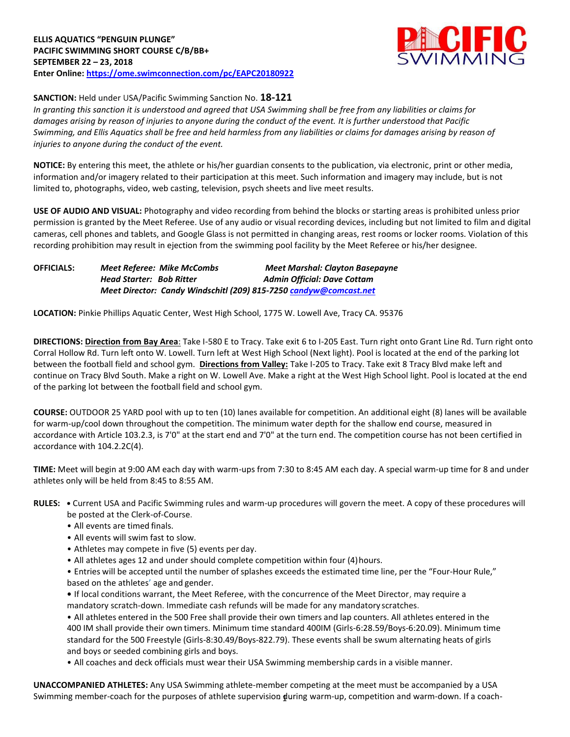**ELLIS AQUATICS "PENGUIN PLUNGE"**
**PACIFIC SWIMMING SHORT COURSE C/B/BB+**
**SEPTEMBER 22 – 23, 2018**
**Enter Online: https://ome.swimconnection.com/pc/EAPC20180922**

**SANCTION:** Held under USA/Pacific Swimming Sanction No. **18-121**
*In granting this sanction it is understood and agreed that USA Swimming shall be free from any liabilities or claims for damages arising by reason of injuries to anyone during the conduct of the event. It is further understood that Pacific Swimming, and Ellis Aquatics shall be free and held harmless from any liabilities or claims for damages arising by reason of injuries to anyone during the conduct of the event.*

**NOTICE:** By entering this meet, the athlete or his/her guardian consents to the publication, via electronic, print or other media, information and/or imagery related to their participation at this meet. Such information and imagery may include, but is not limited to, photographs, video, web casting, television, psych sheets and live meet results.

**USE OF AUDIO AND VISUAL:** Photography and video recording from behind the blocks or starting areas is prohibited unless prior permission is granted by the Meet Referee. Use of any audio or visual recording devices, including but not limited to film and digital cameras, cell phones and tablets, and Google Glass is not permitted in changing areas, rest rooms or locker rooms. Violation of this recording prohibition may result in ejection from the swimming pool facility by the Meet Referee or his/her designee.

**OFFICIALS:** *Meet Referee: Mike McCombs* *Meet Marshal: Clayton Basepayne*
*Head Starter: Bob Ritter* *Admin Official: Dave Cottam*
*Meet Director: Candy Windschitl (209) 815-7250 candyw@comcast.net*

**LOCATION:** Pinkie Phillips Aquatic Center, West High School, 1775 W. Lowell Ave, Tracy CA. 95376

**DIRECTIONS:** **Direction from Bay Area**: Take I-580 E to Tracy. Take exit 6 to I-205 East. Turn right onto Grant Line Rd. Turn right onto Corral Hollow Rd. Turn left onto W. Lowell. Turn left at West High School (Next light). Pool is located at the end of the parking lot between the football field and school gym. **Directions from Valley:** Take I-205 to Tracy. Take exit 8 Tracy Blvd make left and continue on Tracy Blvd South. Make a right on W. Lowell Ave. Make a right at the West High School light. Pool is located at the end of the parking lot between the football field and school gym.

**COURSE:** OUTDOOR 25 YARD pool with up to ten (10) lanes available for competition. An additional eight (8) lanes will be available for warm-up/cool down throughout the competition. The minimum water depth for the shallow end course, measured in accordance with Article 103.2.3, is 7'0" at the start end and 7'0" at the turn end. The competition course has not been certified in accordance with 104.2.2C(4).

**TIME:** Meet will begin at 9:00 AM each day with warm-ups from 7:30 to 8:45 AM each day. A special warm-up time for 8 and under athletes only will be held from 8:45 to 8:55 AM.

**RULES:**
- Current USA and Pacific Swimming rules and warm-up procedures will govern the meet. A copy of these procedures will be posted at the Clerk-of-Course.
- All events are timed finals.
- All events will swim fast to slow.
- Athletes may compete in five (5) events per day.
- All athletes ages 12 and under should complete competition within four (4) hours.
- Entries will be accepted until the number of splashes exceeds the estimated time line, per the "Four-Hour Rule," based on the athletes' age and gender.
- If local conditions warrant, the Meet Referee, with the concurrence of the Meet Director, may require a mandatory scratch-down. Immediate cash refunds will be made for any mandatory scratches.
- All athletes entered in the 500 Free shall provide their own timers and lap counters. All athletes entered in the 400 IM shall provide their own timers. Minimum time standard 400IM (Girls-6:28.59/Boys-6:20.09). Minimum time standard for the 500 Freestyle (Girls-8:30.49/Boys-822.79). These events shall be swum alternating heats of girls and boys or seeded combining girls and boys.
- All coaches and deck officials must wear their USA Swimming membership cards in a visible manner.

**UNACCOMPANIED ATHLETES:** Any USA Swimming athlete-member competing at the meet must be accompanied by a USA Swimming member-coach for the purposes of athlete supervision during warm-up, competition and warm-down. If a coach-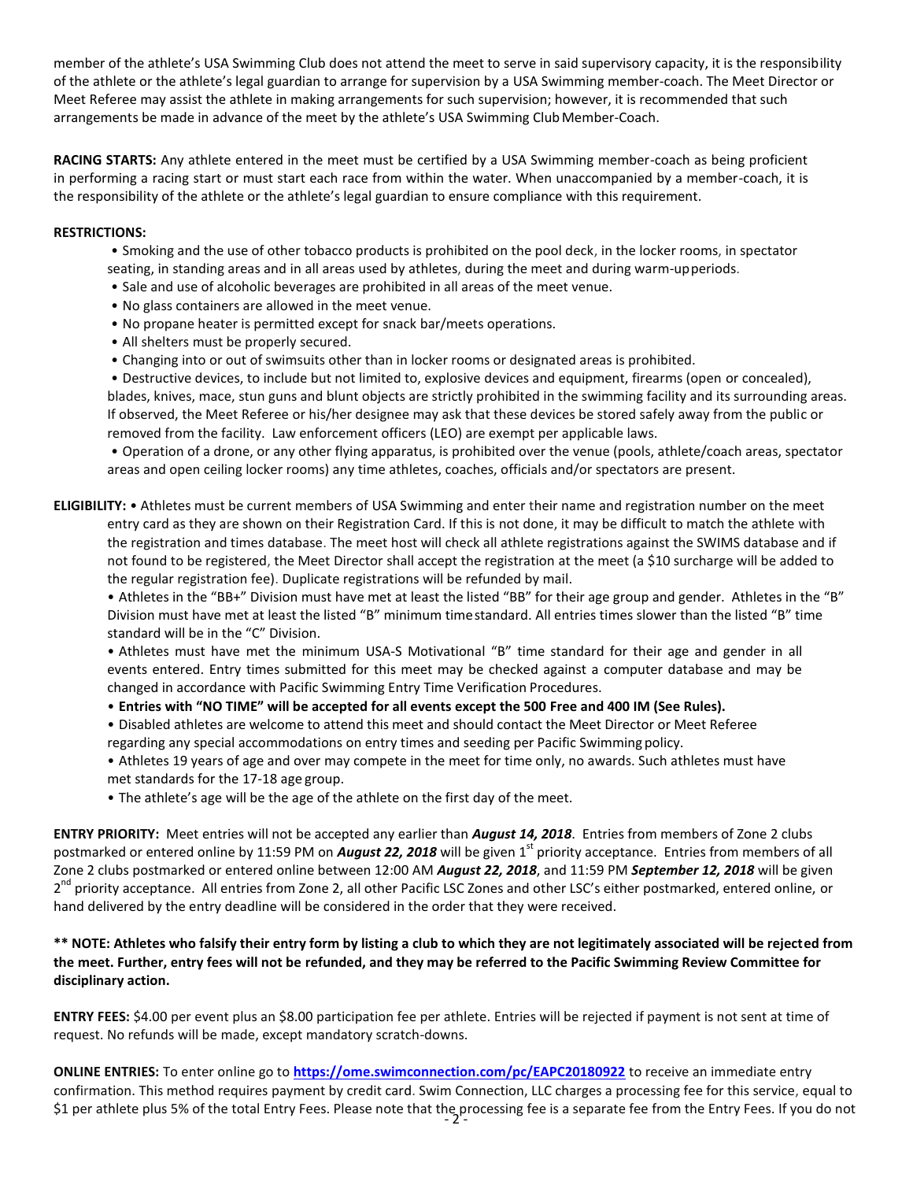member of the athlete's USA Swimming Club does not attend the meet to serve in said supervisory capacity, it is the responsibility of the athlete or the athlete's legal guardian to arrange for supervision by a USA Swimming member-coach. The Meet Director or Meet Referee may assist the athlete in making arrangements for such supervision; however, it is recommended that such arrangements be made in advance of the meet by the athlete's USA Swimming Club Member-Coach.

**RACING STARTS:** Any athlete entered in the meet must be certified by a USA Swimming member-coach as being proficient in performing a racing start or must start each race from within the water. When unaccompanied by a member-coach, it is the responsibility of the athlete or the athlete's legal guardian to ensure compliance with this requirement.

**RESTRICTIONS:**

- Smoking and the use of other tobacco products is prohibited on the pool deck, in the locker rooms, in spectator seating, in standing areas and in all areas used by athletes, during the meet and during warm-up periods.
- Sale and use of alcoholic beverages are prohibited in all areas of the meet venue.
- No glass containers are allowed in the meet venue.
- No propane heater is permitted except for snack bar/meets operations.
- All shelters must be properly secured.
- Changing into or out of swimsuits other than in locker rooms or designated areas is prohibited.
- Destructive devices, to include but not limited to, explosive devices and equipment, firearms (open or concealed), blades, knives, mace, stun guns and blunt objects are strictly prohibited in the swimming facility and its surrounding areas. If observed, the Meet Referee or his/her designee may ask that these devices be stored safely away from the public or removed from the facility. Law enforcement officers (LEO) are exempt per applicable laws.
- Operation of a drone, or any other flying apparatus, is prohibited over the venue (pools, athlete/coach areas, spectator areas and open ceiling locker rooms) any time athletes, coaches, officials and/or spectators are present.

**ELIGIBILITY:**

- Athletes must be current members of USA Swimming and enter their name and registration number on the meet entry card as they are shown on their Registration Card. If this is not done, it may be difficult to match the athlete with the registration and times database. The meet host will check all athlete registrations against the SWIMS database and if not found to be registered, the Meet Director shall accept the registration at the meet (a $10 surcharge will be added to the regular registration fee). Duplicate registrations will be refunded by mail.
- Athletes in the "BB+" Division must have met at least the listed "BB" for their age group and gender. Athletes in the "B" Division must have met at least the listed "B" minimum time standard. All entries times slower than the listed "B" time standard will be in the "C" Division.
- Athletes must have met the minimum USA-S Motivational "B" time standard for their age and gender in all events entered. Entry times submitted for this meet may be checked against a computer database and may be changed in accordance with Pacific Swimming Entry Time Verification Procedures.
- **Entries with "NO TIME" will be accepted for all events except the 500 Free and 400 IM (See Rules).**
- Disabled athletes are welcome to attend this meet and should contact the Meet Director or Meet Referee regarding any special accommodations on entry times and seeding per Pacific Swimming policy.
- Athletes 19 years of age and over may compete in the meet for time only, no awards. Such athletes must have met standards for the 17-18 age group.
- The athlete's age will be the age of the athlete on the first day of the meet.

**ENTRY PRIORITY:** Meet entries will not be accepted any earlier than ***August 14, 2018***. Entries from members of Zone 2 clubs postmarked or entered online by 11:59 PM on ***August 22, 2018*** will be given 1st priority acceptance. Entries from members of all Zone 2 clubs postmarked or entered online between 12:00 AM ***August 22, 2018***, and 11:59 PM ***September 12, 2018*** will be given 2nd priority acceptance. All entries from Zone 2, all other Pacific LSC Zones and other LSC's either postmarked, entered online, or hand delivered by the entry deadline will be considered in the order that they were received.

**\*\* NOTE: Athletes who falsify their entry form by listing a club to which they are not legitimately associated will be rejected from the meet. Further, entry fees will not be refunded, and they may be referred to the Pacific Swimming Review Committee for disciplinary action.**

**ENTRY FEES:** $4.00 per event plus an $8.00 participation fee per athlete. Entries will be rejected if payment is not sent at time of request. No refunds will be made, except mandatory scratch-downs.

**ONLINE ENTRIES:** To enter online go to **https://ome.swimconnection.com/pc/EAPC20180922** to receive an immediate entry confirmation. This method requires payment by credit card. Swim Connection, LLC charges a processing fee for this service, equal to $1 per athlete plus 5% of the total Entry Fees. Please note that the processing fee is a separate fee from the Entry Fees. If you do not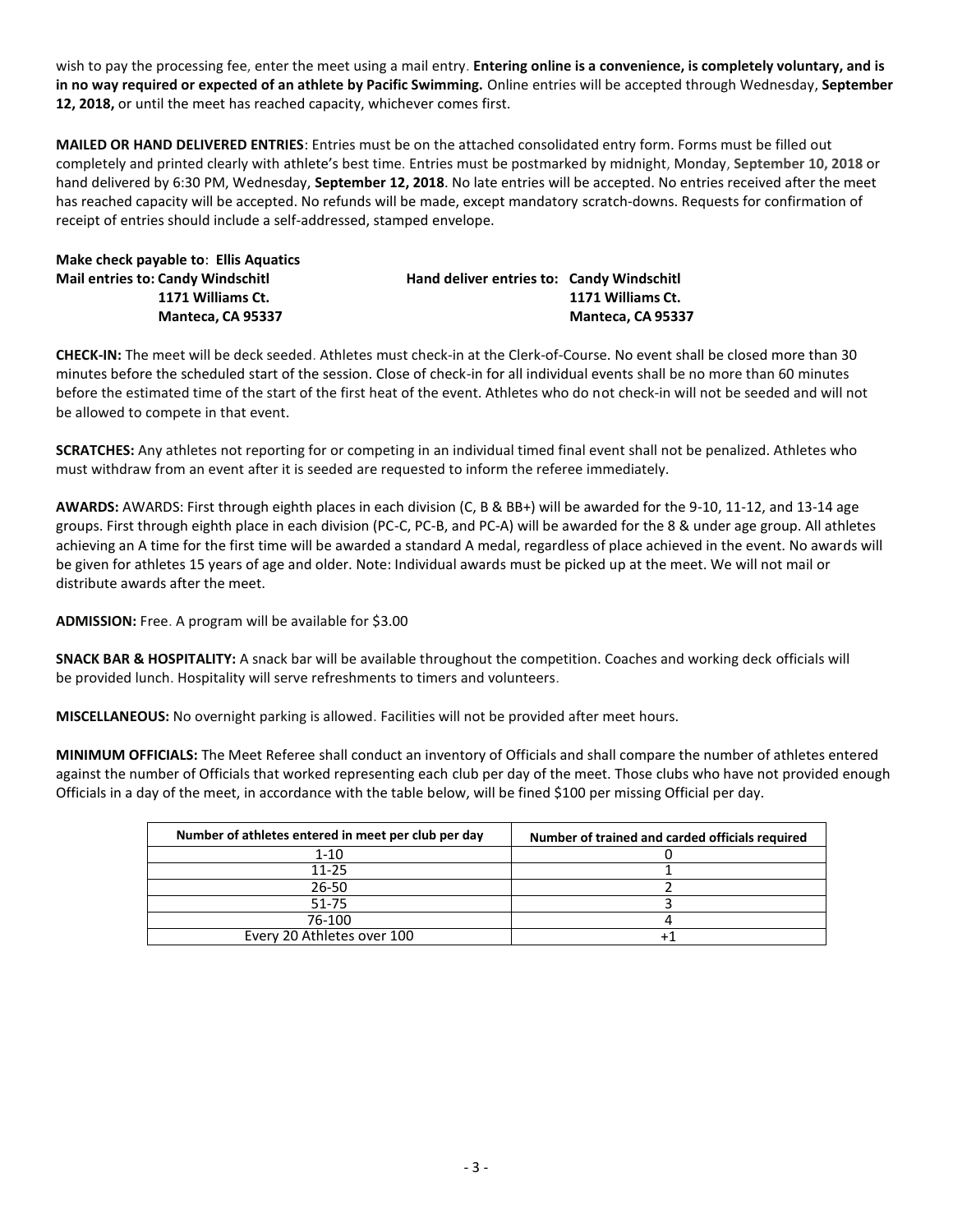wish to pay the processing fee, enter the meet using a mail entry. **Entering online is a convenience, is completely voluntary, and is in no way required or expected of an athlete by Pacific Swimming.** Online entries will be accepted through Wednesday, **September 12, 2018,** or until the meet has reached capacity, whichever comes first.

**MAILED OR HAND DELIVERED ENTRIES**: Entries must be on the attached consolidated entry form. Forms must be filled out completely and printed clearly with athlete's best time. Entries must be postmarked by midnight, Monday, **September 10, 2018** or hand delivered by 6:30 PM, Wednesday, **September 12, 2018**. No late entries will be accepted. No entries received after the meet has reached capacity will be accepted. No refunds will be made, except mandatory scratch-downs. Requests for confirmation of receipt of entries should include a self-addressed, stamped envelope.

**Make check payable to**: **Ellis Aquatics**

**Mail entries to: Candy Windschitl**
**1171 Williams Ct.**
**Manteca, CA 95337**

**Hand deliver entries to: Candy Windschitl**
**1171 Williams Ct.**
**Manteca, CA 95337**

**CHECK-IN:** The meet will be deck seeded. Athletes must check-in at the Clerk-of-Course. No event shall be closed more than 30 minutes before the scheduled start of the session. Close of check-in for all individual events shall be no more than 60 minutes before the estimated time of the start of the first heat of the event. Athletes who do not check-in will not be seeded and will not be allowed to compete in that event.

**SCRATCHES:** Any athletes not reporting for or competing in an individual timed final event shall not be penalized. Athletes who must withdraw from an event after it is seeded are requested to inform the referee immediately.

**AWARDS:** AWARDS: First through eighth places in each division (C, B & BB+) will be awarded for the 9-10, 11-12, and 13-14 age groups. First through eighth place in each division (PC-C, PC-B, and PC-A) will be awarded for the 8 & under age group. All athletes achieving an A time for the first time will be awarded a standard A medal, regardless of place achieved in the event. No awards will be given for athletes 15 years of age and older. Note: Individual awards must be picked up at the meet. We will not mail or distribute awards after the meet.

**ADMISSION:** Free. A program will be available for $3.00

**SNACK BAR & HOSPITALITY:** A snack bar will be available throughout the competition. Coaches and working deck officials will be provided lunch. Hospitality will serve refreshments to timers and volunteers.

**MISCELLANEOUS:** No overnight parking is allowed. Facilities will not be provided after meet hours.

**MINIMUM OFFICIALS:** The Meet Referee shall conduct an inventory of Officials and shall compare the number of athletes entered against the number of Officials that worked representing each club per day of the meet. Those clubs who have not provided enough Officials in a day of the meet, in accordance with the table below, will be fined $100 per missing Official per day.

| Number of athletes entered in meet per club per day | Number of trained and carded officials required |
|---|---|
| 1-10 | 0 |
| 11-25 | 1 |
| 26-50 | 2 |
| 51-75 | 3 |
| 76-100 | 4 |
| Every 20 Athletes over 100 | +1 |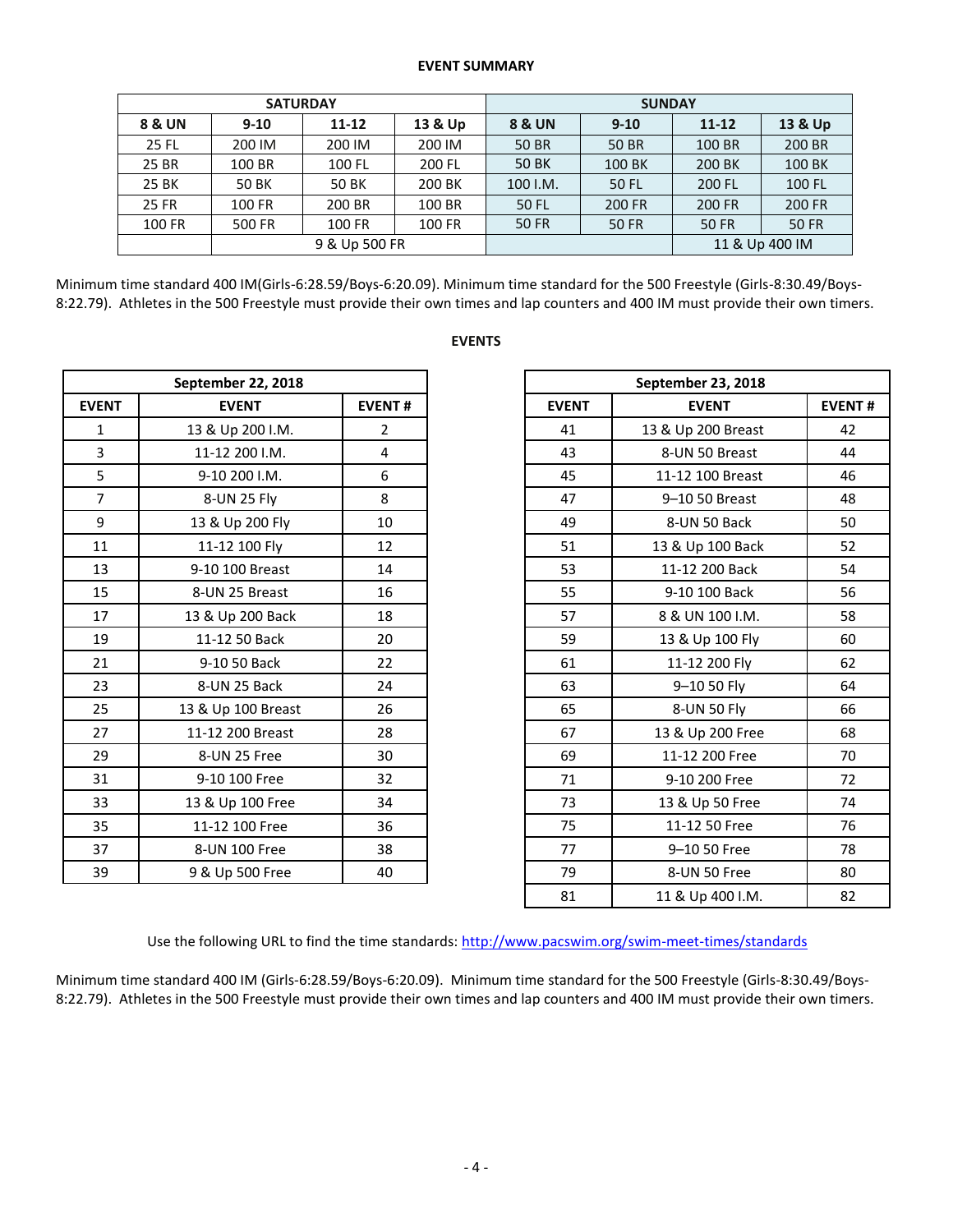**EVENT SUMMARY**

| SATURDAY | | | | SUNDAY | | | |
|---|---|---|---|---|---|---|---|
| 8 & UN | 9-10 | 11-12 | 13 & Up | 8 & UN | 9-10 | 11-12 | 13 & Up |
| 25 FL | 200 IM | 200 IM | 200 IM | 50 BR | 50 BR | 100 BR | 200 BR |
| 25 BR | 100 BR | 100 FL | 200 FL | 50 BK | 100 BK | 200 BK | 100 BK |
| 25 BK | 50 BK | 50 BK | 200 BK | 100 I.M. | 50 FL | 200 FL | 100 FL |
| 25 FR | 100 FR | 200 BR | 100 BR | 50 FL | 200 FR | 200 FR | 200 FR |
| 100 FR | 500 FR | 100 FR | 100 FR | 50 FR | 50 FR | 50 FR | 50 FR |
| | 9 & Up 500 FR | | | | | 11 & Up 400 IM | |

Minimum time standard 400 IM(Girls-6:28.59/Boys-6:20.09). Minimum time standard for the 500 Freestyle (Girls-8:30.49/Boys-8:22.79). Athletes in the 500 Freestyle must provide their own times and lap counters and 400 IM must provide their own timers.

**EVENTS**

| September 22, 2018 | | |
|---|---|---|
| EVENT | EVENT | EVENT # |
| 1 | 13 & Up 200 I.M. | 2 |
| 3 | 11-12 200 I.M. | 4 |
| 5 | 9-10 200 I.M. | 6 |
| 7 | 8-UN 25 Fly | 8 |
| 9 | 13 & Up 200 Fly | 10 |
| 11 | 11-12 100 Fly | 12 |
| 13 | 9-10 100 Breast | 14 |
| 15 | 8-UN 25 Breast | 16 |
| 17 | 13 & Up 200 Back | 18 |
| 19 | 11-12 50 Back | 20 |
| 21 | 9-10 50 Back | 22 |
| 23 | 8-UN 25 Back | 24 |
| 25 | 13 & Up 100 Breast | 26 |
| 27 | 11-12 200 Breast | 28 |
| 29 | 8-UN 25 Free | 30 |
| 31 | 9-10 100 Free | 32 |
| 33 | 13 & Up 100 Free | 34 |
| 35 | 11-12 100 Free | 36 |
| 37 | 8-UN 100 Free | 38 |
| 39 | 9 & Up 500 Free | 40 |

| September 23, 2018 | | |
|---|---|---|
| EVENT | EVENT | EVENT # |
| 41 | 13 & Up 200 Breast | 42 |
| 43 | 8-UN 50 Breast | 44 |
| 45 | 11-12 100 Breast | 46 |
| 47 | 9–10 50 Breast | 48 |
| 49 | 8-UN 50 Back | 50 |
| 51 | 13 & Up 100 Back | 52 |
| 53 | 11-12 200 Back | 54 |
| 55 | 9-10 100 Back | 56 |
| 57 | 8 & UN 100 I.M. | 58 |
| 59 | 13 & Up 100 Fly | 60 |
| 61 | 11-12 200 Fly | 62 |
| 63 | 9–10 50 Fly | 64 |
| 65 | 8-UN 50 Fly | 66 |
| 67 | 13 & Up 200 Free | 68 |
| 69 | 11-12 200 Free | 70 |
| 71 | 9-10 200 Free | 72 |
| 73 | 13 & Up 50 Free | 74 |
| 75 | 11-12 50 Free | 76 |
| 77 | 9–10 50 Free | 78 |
| 79 | 8-UN 50 Free | 80 |
| 81 | 11 & Up 400 I.M. | 82 |

Use the following URL to find the time standards: http://www.pacswim.org/swim-meet-times/standards

Minimum time standard 400 IM (Girls-6:28.59/Boys-6:20.09). Minimum time standard for the 500 Freestyle (Girls-8:30.49/Boys-8:22.79). Athletes in the 500 Freestyle must provide their own times and lap counters and 400 IM must provide their own timers.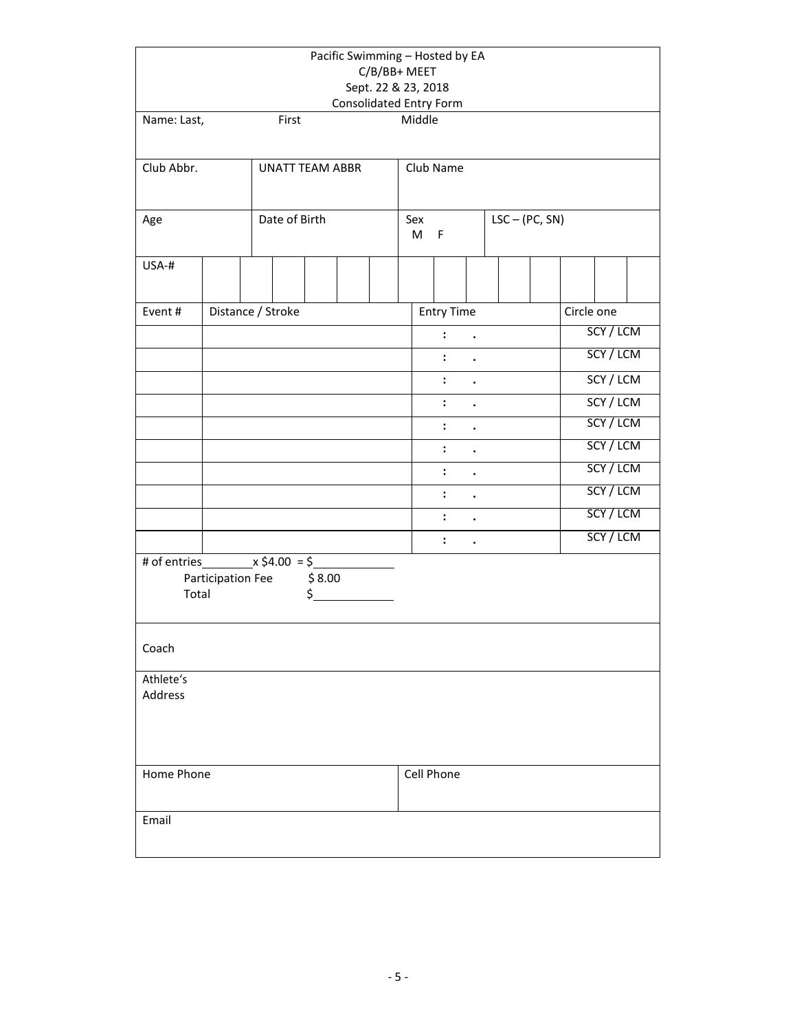Pacific Swimming – Hosted by EA
C/B/BB+ MEET
Sept. 22 & 23, 2018
Consolidated Entry Form

| Name: Last, | First | Middle |
|---|---|---|
| | | |

| Club Abbr. | UNATT TEAM ABBR | Club Name |
|---|---|---|
| | | |

| Age | Date of Birth | Sex M F | LSC – (PC, SN) |
|---|---|---|---|
| | | | |

| USA-# | | | | | | | | | | | | | | |
|---|---|---|---|---|---|---|---|---|---|---|---|---|---|---|

| Event # | Distance / Stroke | Entry Time | Circle one |
|---|---|---|---|
| | | : . | SCY / LCM |
| | | : . | SCY / LCM |
| | | : . | SCY / LCM |
| | | : . | SCY / LCM |
| | | : . | SCY / LCM |
| | | : . | SCY / LCM |
| | | : . | SCY / LCM |
| | | : . | SCY / LCM |
| | | : . | SCY / LCM |
| | | : . | SCY / LCM |

# of entries________x $4.00 = $____________
Participation Fee $ 8.00
Total $____________

Coach

Athlete's Address

| Home Phone | Cell Phone |
|---|---|
| | |

Email